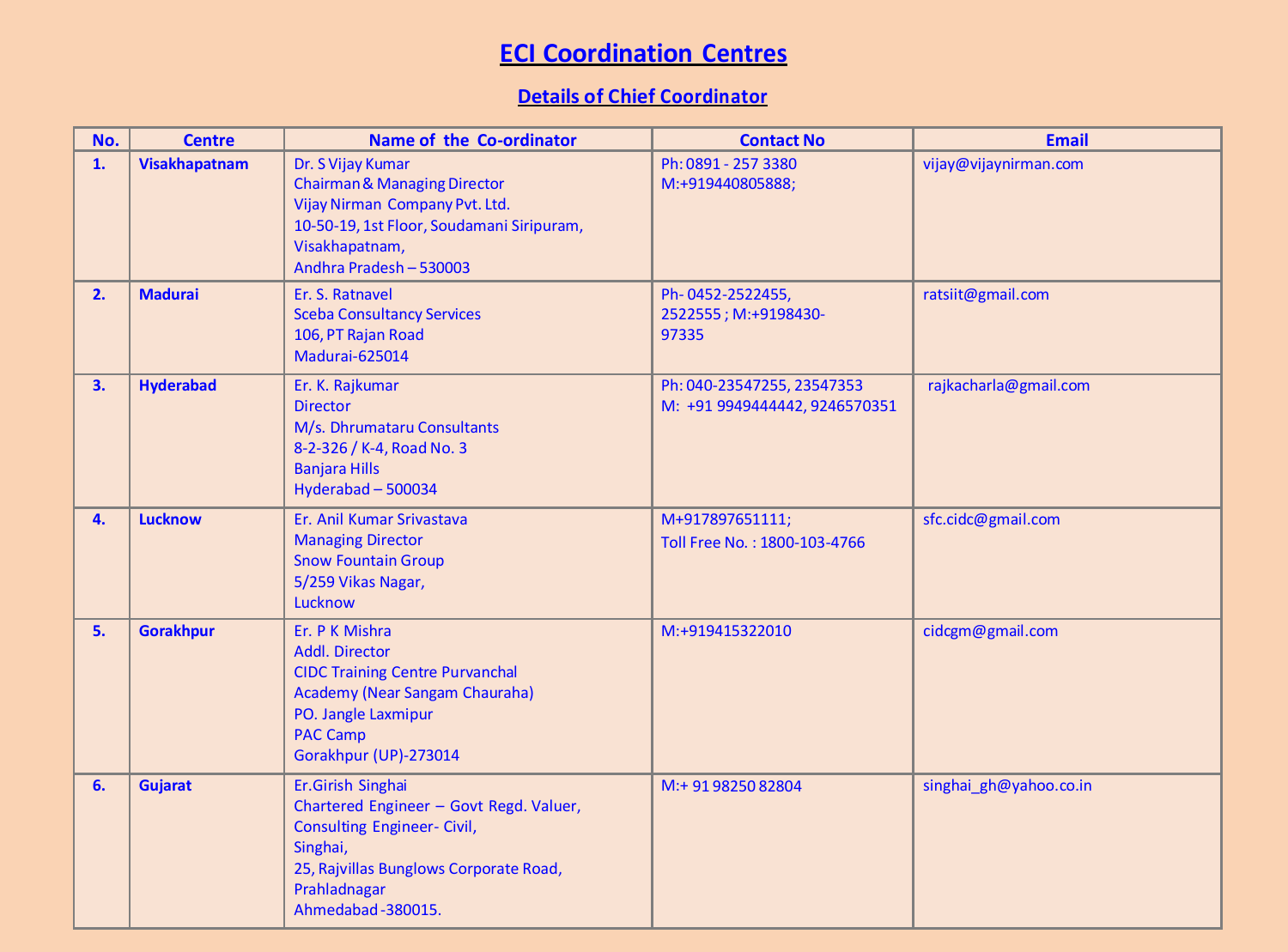# ECI Coordination Centres

## Details of Chief Coordinator

| No. | Centre | Name of the Co-ordinator | Contact No | Email |
|---|---|---|---|---|
| 1. | Visakhapatnam | Dr. S Vijay Kumar<br>Chairman & Managing Director<br>Vijay Nirman Company Pvt. Ltd.<br>10-50-19, 1st Floor, Soudamani Siripuram,<br>Visakhapatnam,<br>Andhra Pradesh – 530003 | Ph: 0891 - 257 3380<br>M:+919440805888; | vijay@vijaynirman.com |
| 2. | Madurai | Er. S. Ratnavel<br>Sceba Consultancy Services<br>106, PT Rajan Road<br>Madurai-625014 | Ph- 0452-2522455,<br>2522555 ; M:+9198430-<br>97335 | ratsiit@gmail.com |
| 3. | Hyderabad | Er. K. Rajkumar<br>Director<br>M/s. Dhrumataru Consultants<br>8-2-326 / K-4, Road No. 3<br>Banjara Hills<br>Hyderabad – 500034 | Ph: 040-23547255, 23547353<br>M: +91 9949444442, 9246570351 | rajkacharla@gmail.com |
| 4. | Lucknow | Er. Anil Kumar Srivastava<br>Managing Director<br>Snow Fountain Group<br>5/259 Vikas Nagar,<br>Lucknow | M+917897651111;<br>Toll Free No. : 1800-103-4766 | sfc.cidc@gmail.com |
| 5. | Gorakhpur | Er. P K Mishra<br>Addl. Director<br>CIDC Training Centre Purvanchal<br>Academy (Near Sangam Chauraha)<br>PO. Jangle Laxmipur<br>PAC Camp<br>Gorakhpur (UP)-273014 | M:+919415322010 | cidcgm@gmail.com |
| 6. | Gujarat | Er.Girish Singhai<br>Chartered Engineer – Govt Regd. Valuer,<br>Consulting Engineer- Civil,<br>Singhai,<br>25, Rajvillas Bunglows Corporate Road,<br>Prahladnagar<br>Ahmedabad -380015. | M:+ 91 98250 82804 | singhai_gh@yahoo.co.in |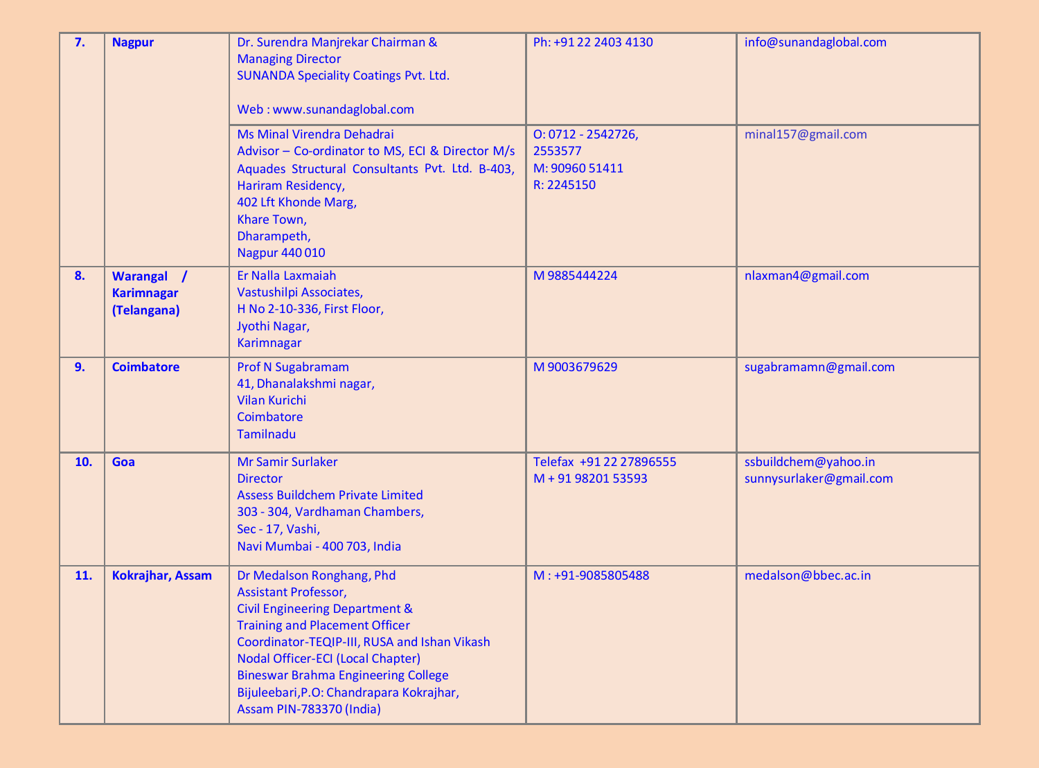| 7. | Nagpur | Dr. Surendra Manjrekar Chairman & Managing Director<br>SUNANDA Speciality Coatings Pvt. Ltd.<br><br>Web : www.sunandaglobal.com | Ph: +91 22 2403 4130 | info@sunandaglobal.com |
|---|---|---|---|---|
| | | Ms Minal Virendra Dehadrai<br>Advisor – Co-ordinator to MS, ECI & Director M/s Aquades Structural Consultants Pvt. Ltd. B-403, Hariram Residency,<br>402 Lft Khonde Marg,<br>Khare Town,<br>Dharampeth,<br>Nagpur 440 010 | O: 0712 - 2542726, 2553577<br>M: 90960 51411<br>R: 2245150 | minal157@gmail.com |
| 8. | Warangal / Karimnagar (Telangana) | Er Nalla Laxmaiah<br>Vastushilpi Associates,<br>H No 2-10-336, First Floor,<br>Jyothi Nagar,<br>Karimnagar | M 9885444224 | nlaxman4@gmail.com |
| 9. | Coimbatore | Prof N Sugabramam<br>41, Dhanalakshmi nagar,<br>Vilan Kurichi<br>Coimbatore<br>Tamilnadu | M 9003679629 | sugabramamn@gmail.com |
| 10. | Goa | Mr Samir Surlaker<br>Director<br>Assess Buildchem Private Limited<br>303 - 304, Vardhaman Chambers,<br>Sec - 17, Vashi,<br>Navi Mumbai - 400 703, India | Telefax +91 22 27896555<br>M + 91 98201 53593 | ssbuildchem@yahoo.in<br>sunnysurlaker@gmail.com |
| 11. | Kokrajhar, Assam | Dr Medalson Ronghang, Phd<br>Assistant Professor,<br>Civil Engineering Department &<br>Training and Placement Officer<br>Coordinator-TEQIP-III, RUSA and Ishan Vikash<br>Nodal Officer-ECI (Local Chapter)<br>Bineswar Brahma Engineering College<br>Bijuleebari,P.O: Chandrapara Kokrajhar,<br>Assam PIN-783370 (India) | M : +91-9085805488 | medalson@bbec.ac.in |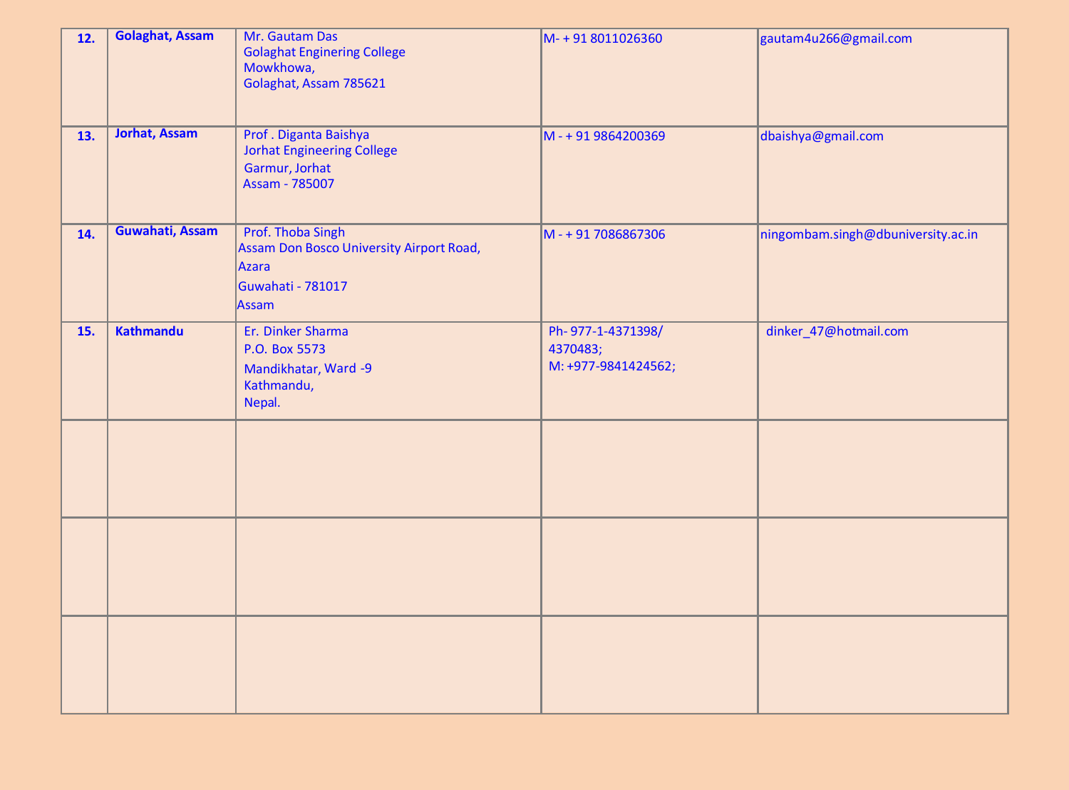| | | | | |
|---|---|---|---|---|
| **12.** | **Golaghat, Assam** | Mr. Gautam Das<br>Golaghat Enginering College<br>Mowkhowa,<br>Golaghat, Assam 785621 | M- + 91 8011026360 | gautam4u266@gmail.com |
| **13.** | **Jorhat, Assam** | Prof . Diganta Baishya<br>Jorhat Engineering College<br>Garmur, Jorhat<br>Assam - 785007 | M - + 91 9864200369 | dbaishya@gmail.com |
| **14.** | **Guwahati, Assam** | Prof. Thoba Singh<br>Assam Don Bosco University Airport Road,<br>Azara<br>Guwahati - 781017<br>Assam | M - + 91 7086867306 | ningombam.singh@dbuniversity.ac.in |
| **15.** | **Kathmandu** | Er. Dinker Sharma<br>P.O. Box 5573<br>Mandikhatar, Ward -9<br>Kathmandu,<br>Nepal. | Ph- 977-1-4371398/<br>4370483;<br>M: +977-9841424562; | dinker_47@hotmail.com |
| | | | | |
| | | | | |
| | | | | |